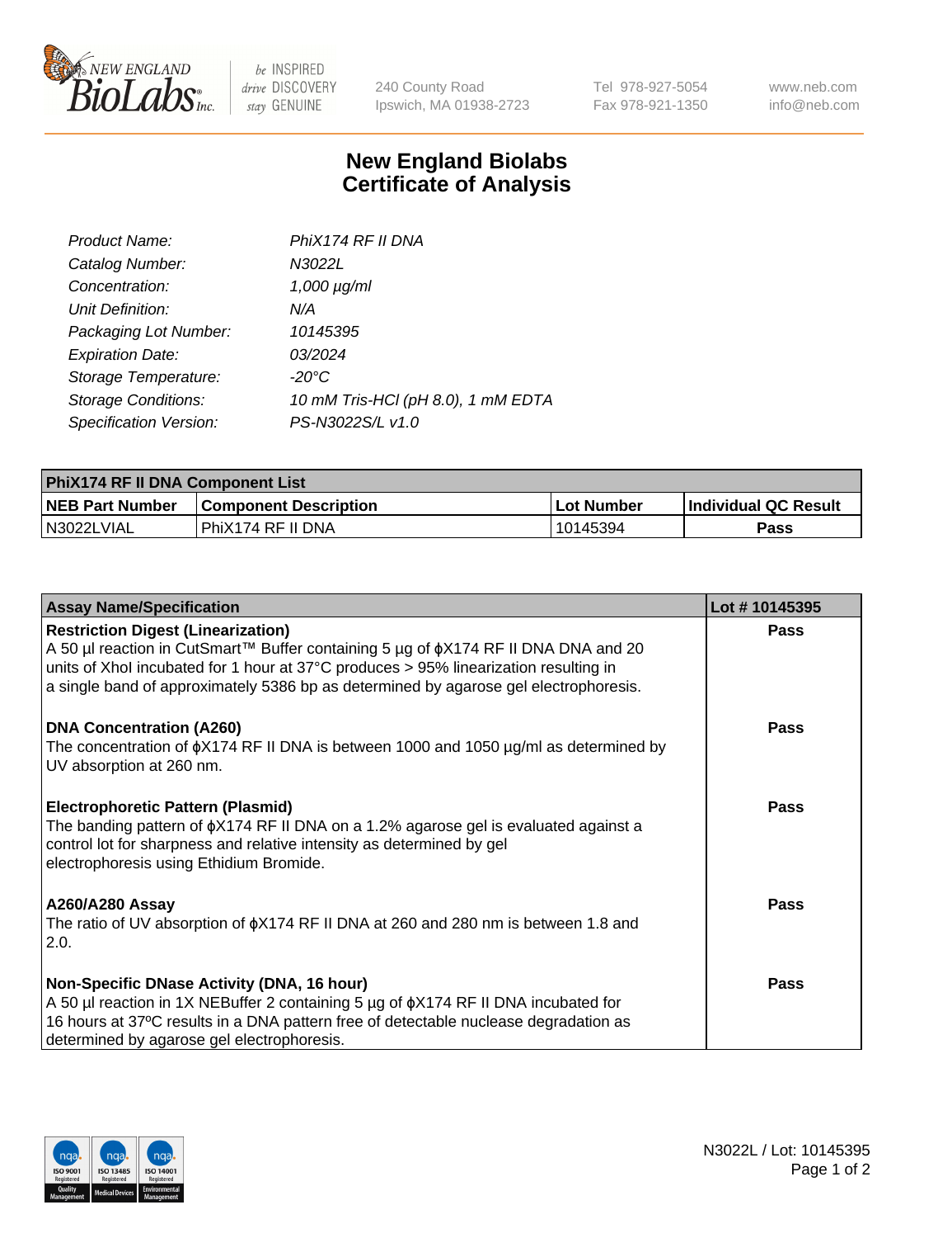# New England Biolabs
## Certificate of Analysis

| | |
|---|---|
| *Product Name:* | *PhiX174 RF II DNA* |
| *Catalog Number:* | *N3022L* |
| *Concentration:* | *1,000 µg/ml* |
| *Unit Definition:* | *N/A* |
| *Packaging Lot Number:* | *10145395* |
| *Expiration Date:* | *03/2024* |
| *Storage Temperature:* | *-20°C* |
| *Storage Conditions:* | *10 mM Tris-HCl (pH 8.0), 1 mM EDTA* |
| *Specification Version:* | *PS-N3022S/L v1.0* |

| **PhiX174 RF II DNA Component List** | | | |
|---|---|---|---|
| **NEB Part Number** | **Component Description** | **Lot Number** | **Individual QC Result** |
| N3022LVIAL | PhiX174 RF II DNA | 10145394 | **Pass** |

| **Assay Name/Specification** | **Lot # 10145395** |
|---|---|
| **Restriction Digest (Linearization)**<br>A 50 µl reaction in CutSmart™ Buffer containing 5 µg of ϕX174 RF II DNA DNA and 20 units of XhoI incubated for 1 hour at 37°C produces > 95% linearization resulting in a single band of approximately 5386 bp as determined by agarose gel electrophoresis. | **Pass** |
| **DNA Concentration (A260)**<br>The concentration of ϕX174 RF II DNA is between 1000 and 1050 µg/ml as determined by UV absorption at 260 nm. | **Pass** |
| **Electrophoretic Pattern (Plasmid)**<br>The banding pattern of ϕX174 RF II DNA on a 1.2% agarose gel is evaluated against a control lot for sharpness and relative intensity as determined by gel electrophoresis using Ethidium Bromide. | **Pass** |
| **A260/A280 Assay**<br>The ratio of UV absorption of ϕX174 RF II DNA at 260 and 280 nm is between 1.8 and 2.0. | **Pass** |
| **Non-Specific DNase Activity (DNA, 16 hour)**<br>A 50 µl reaction in 1X NEBuffer 2 containing 5 µg of ϕX174 RF II DNA incubated for 16 hours at 37ºC results in a DNA pattern free of detectable nuclease degradation as determined by agarose gel electrophoresis. | **Pass** |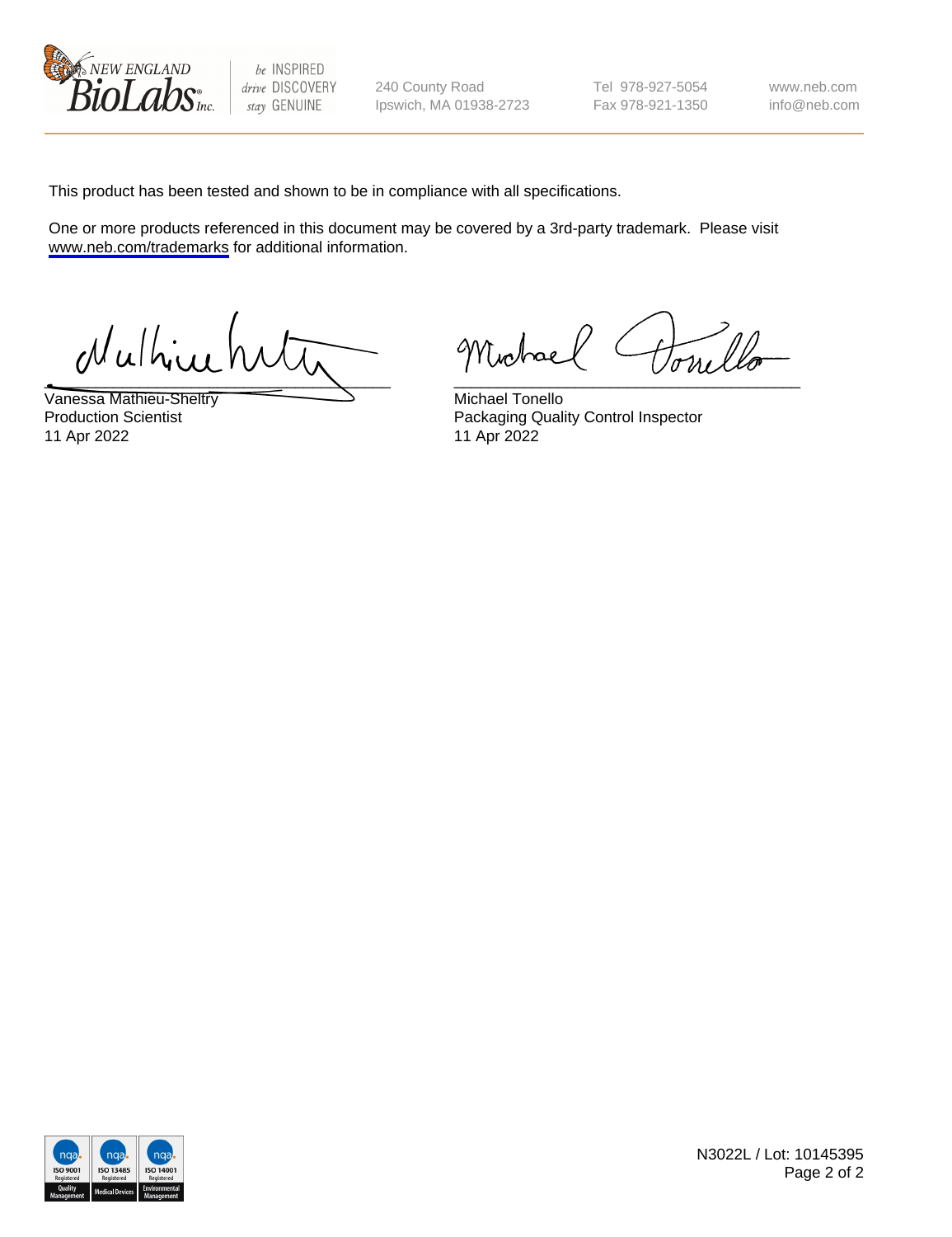This product has been tested and shown to be in compliance with all specifications.

One or more products referenced in this document may be covered by a 3rd-party trademark. Please visit www.neb.com/trademarks for additional information.

Vanessa Mathieu-Sheltry
Production Scientist
11 Apr 2022

Michael Tonello
Packaging Quality Control Inspector
11 Apr 2022

N3022L / Lot: 10145395